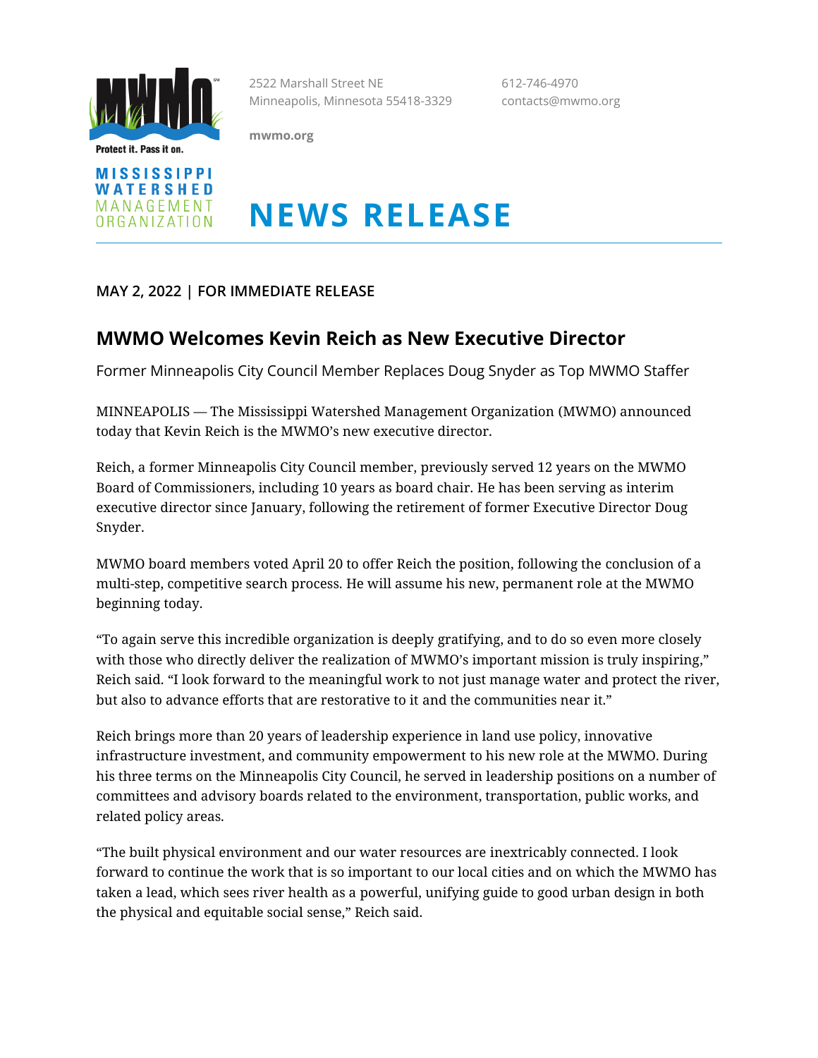Protect it. Pass it on.

**MISSISSIPPI WATERSHED MANAGEMENT ORGANIZATION**

2522 Marshall Street NE
Minneapolis, Minnesota 55418-3329

612-746-4970
contacts@mwmo.org

**mwmo.org**

# NEWS RELEASE

**MAY 2, 2022 | FOR IMMEDIATE RELEASE**

## MWMO Welcomes Kevin Reich as New Executive Director

Former Minneapolis City Council Member Replaces Doug Snyder as Top MWMO Staffer

MINNEAPOLIS — The Mississippi Watershed Management Organization (MWMO) announced today that Kevin Reich is the MWMO's new executive director.

Reich, a former Minneapolis City Council member, previously served 12 years on the MWMO Board of Commissioners, including 10 years as board chair. He has been serving as interim executive director since January, following the retirement of former Executive Director Doug Snyder.

MWMO board members voted April 20 to offer Reich the position, following the conclusion of a multi-step, competitive search process. He will assume his new, permanent role at the MWMO beginning today.

"To again serve this incredible organization is deeply gratifying, and to do so even more closely with those who directly deliver the realization of MWMO's important mission is truly inspiring," Reich said. "I look forward to the meaningful work to not just manage water and protect the river, but also to advance efforts that are restorative to it and the communities near it."

Reich brings more than 20 years of leadership experience in land use policy, innovative infrastructure investment, and community empowerment to his new role at the MWMO. During his three terms on the Minneapolis City Council, he served in leadership positions on a number of committees and advisory boards related to the environment, transportation, public works, and related policy areas.

"The built physical environment and our water resources are inextricably connected. I look forward to continue the work that is so important to our local cities and on which the MWMO has taken a lead, which sees river health as a powerful, unifying guide to good urban design in both the physical and equitable social sense," Reich said.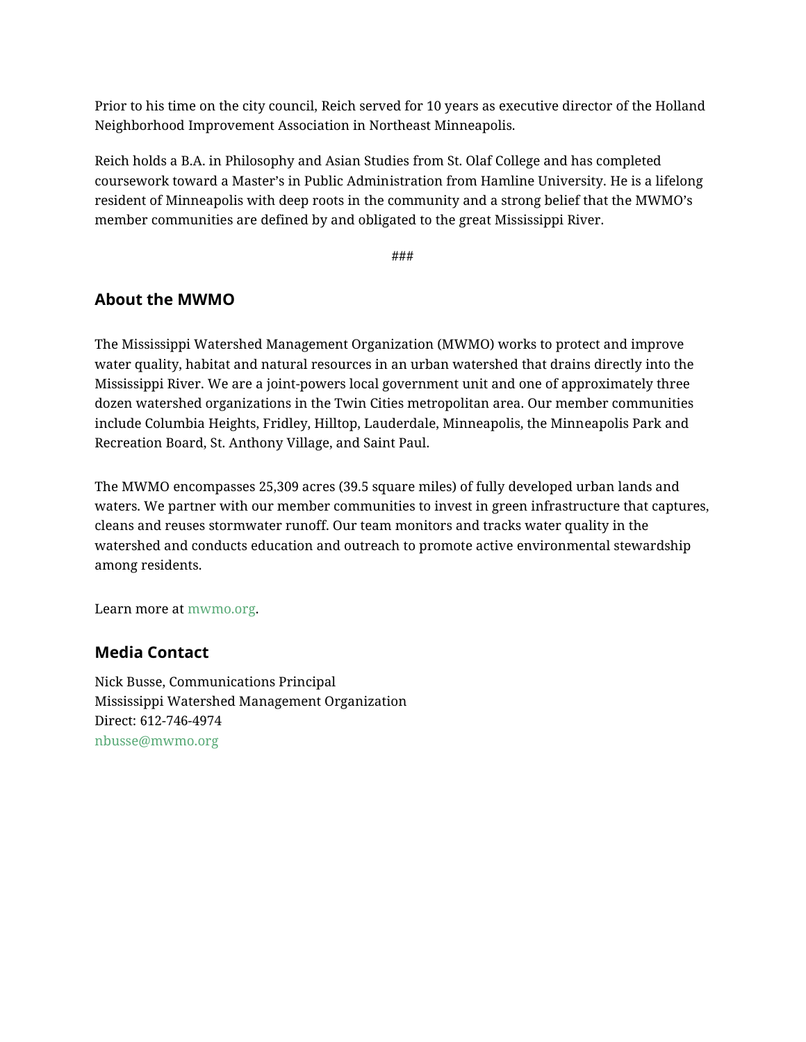Prior to his time on the city council, Reich served for 10 years as executive director of the Holland Neighborhood Improvement Association in Northeast Minneapolis.

Reich holds a B.A. in Philosophy and Asian Studies from St. Olaf College and has completed coursework toward a Master's in Public Administration from Hamline University. He is a lifelong resident of Minneapolis with deep roots in the community and a strong belief that the MWMO's member communities are defined by and obligated to the great Mississippi River.

###

## About the MWMO

The Mississippi Watershed Management Organization (MWMO) works to protect and improve water quality, habitat and natural resources in an urban watershed that drains directly into the Mississippi River. We are a joint-powers local government unit and one of approximately three dozen watershed organizations in the Twin Cities metropolitan area. Our member communities include Columbia Heights, Fridley, Hilltop, Lauderdale, Minneapolis, the Minneapolis Park and Recreation Board, St. Anthony Village, and Saint Paul.

The MWMO encompasses 25,309 acres (39.5 square miles) of fully developed urban lands and waters. We partner with our member communities to invest in green infrastructure that captures, cleans and reuses stormwater runoff. Our team monitors and tracks water quality in the watershed and conducts education and outreach to promote active environmental stewardship among residents.

Learn more at mwmo.org.

## Media Contact

Nick Busse, Communications Principal
Mississippi Watershed Management Organization
Direct: 612-746-4974
nbusse@mwmo.org